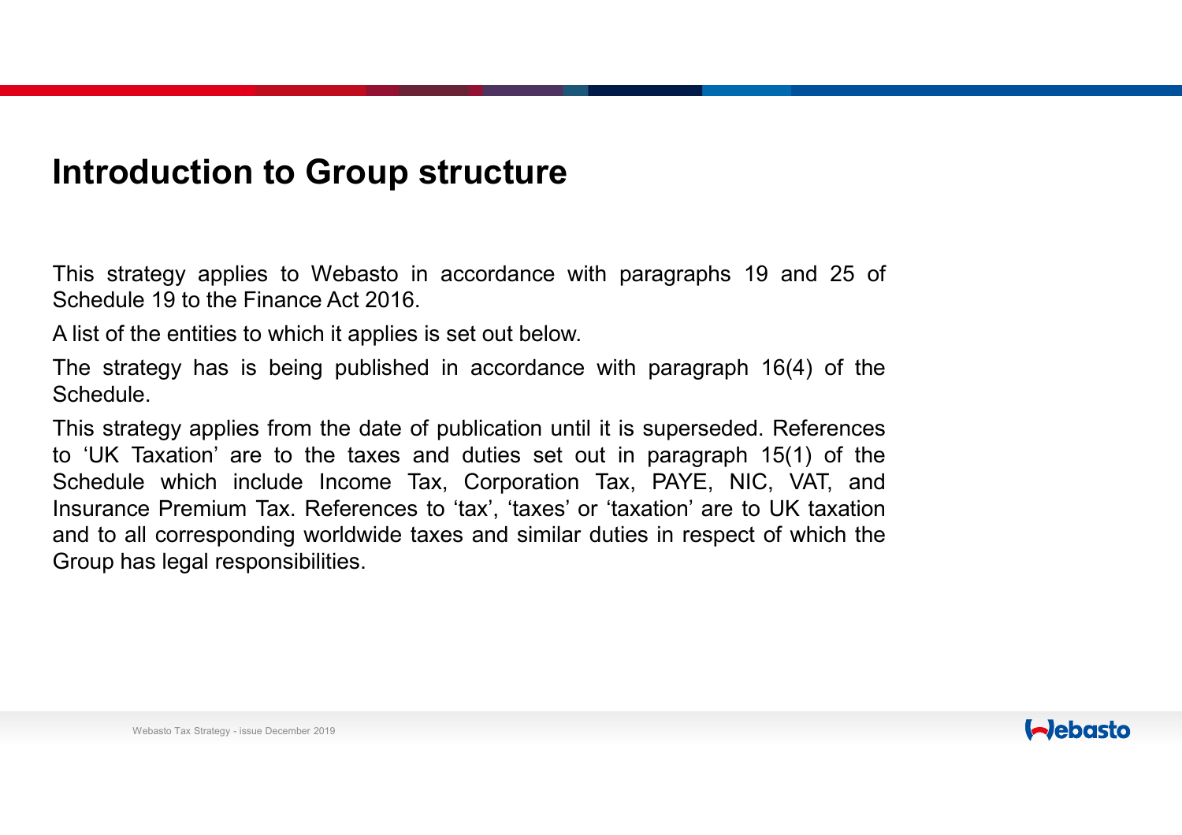# Introduction to Group structure

This strategy applies to Webasto in accordance with paragraphs 19 and 25 of Schedule 19 to the Finance Act 2016.

A list of the entities to which it applies is set out below.

The strategy has is being published in accordance with paragraph 16(4) of the Schedule.

This strategy applies from the date of publication until it is superseded. References to 'UK Taxation' are to the taxes and duties set out in paragraph 15(1) of the Schedule which include Income Tax, Corporation Tax, PAYE, NIC, VAT, and Insurance Premium Tax. References to 'tax', 'taxes' or 'taxation' are to UK taxation and to all corresponding worldwide taxes and similar duties in respect of which the Group has legal responsibilities.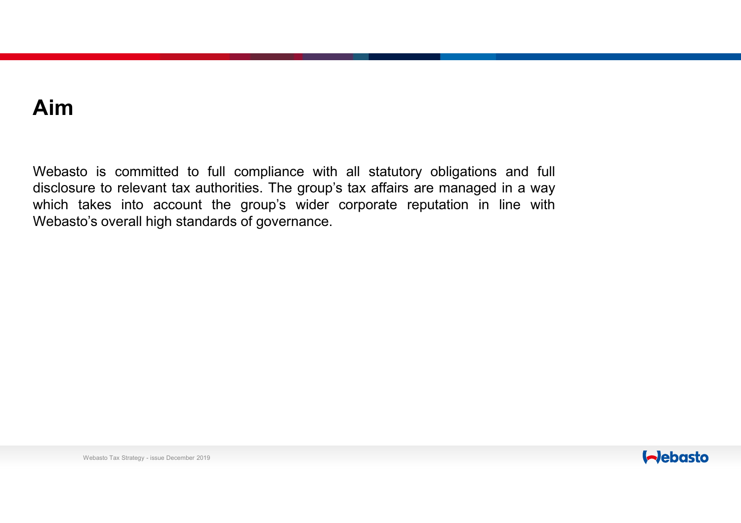# Aim

Webasto is committed to full compliance with all statutory obligations and full disclosure to relevant tax authorities. The group's tax affairs are managed in a way which takes into account the group's wider corporate reputation in line with Webasto's overall high standards of governance.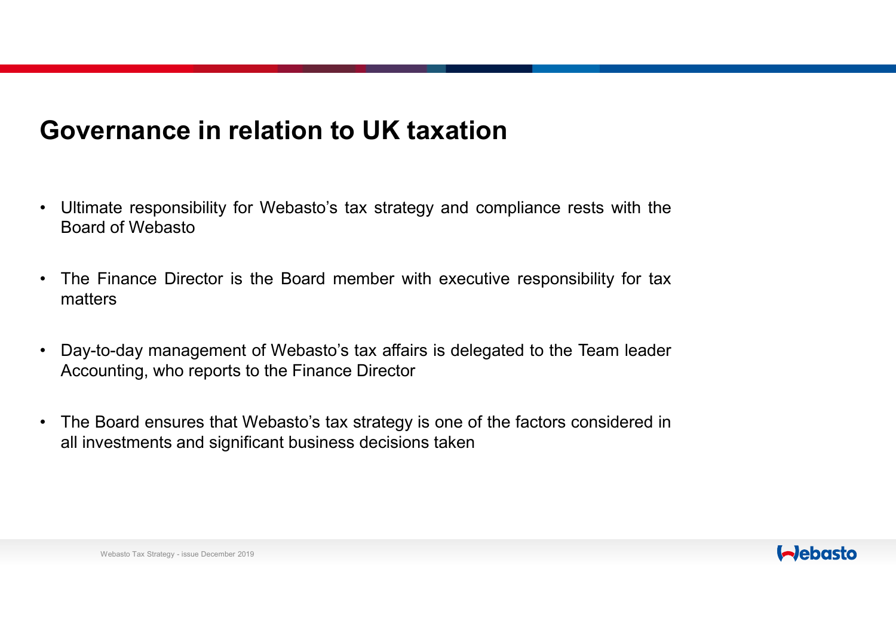# Governance in relation to UK taxation

- Ultimate responsibility for Webasto's tax strategy and compliance rests with the Board of Webasto
- The Finance Director is the Board member with executive responsibility for tax matters
- Day-to-day management of Webasto's tax affairs is delegated to the Team leader Accounting, who reports to the Finance Director
- The Board ensures that Webasto's tax strategy is one of the factors considered in all investments and significant business decisions taken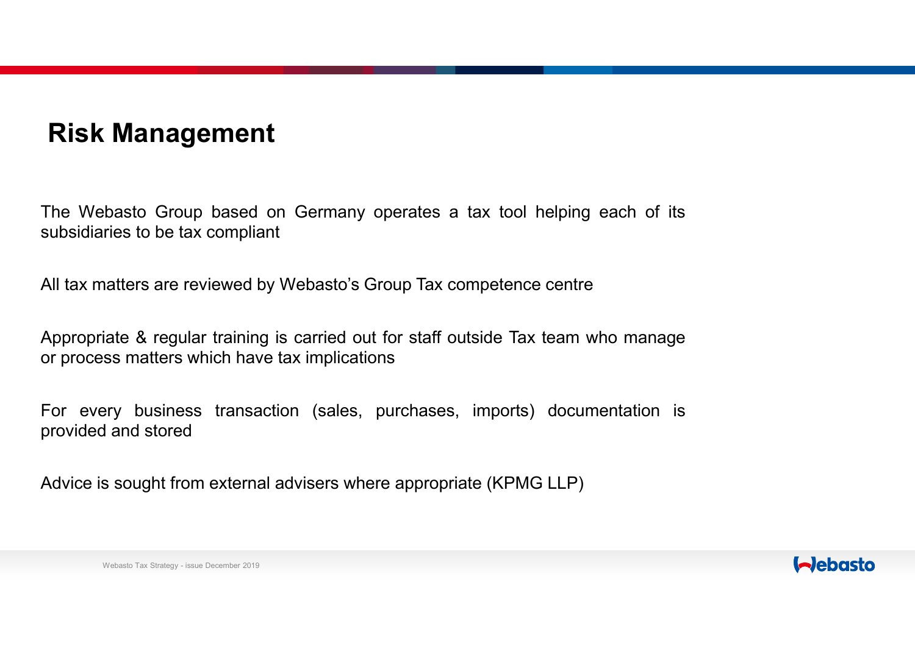# Risk Management

The Webasto Group based on Germany operates a tax tool helping each of its subsidiaries to be tax compliant

All tax matters are reviewed by Webasto's Group Tax competence centre

Appropriate & regular training is carried out for staff outside Tax team who manage or process matters which have tax implications

For every business transaction (sales, purchases, imports) documentation is provided and stored

Advice is sought from external advisers where appropriate (KPMG LLP)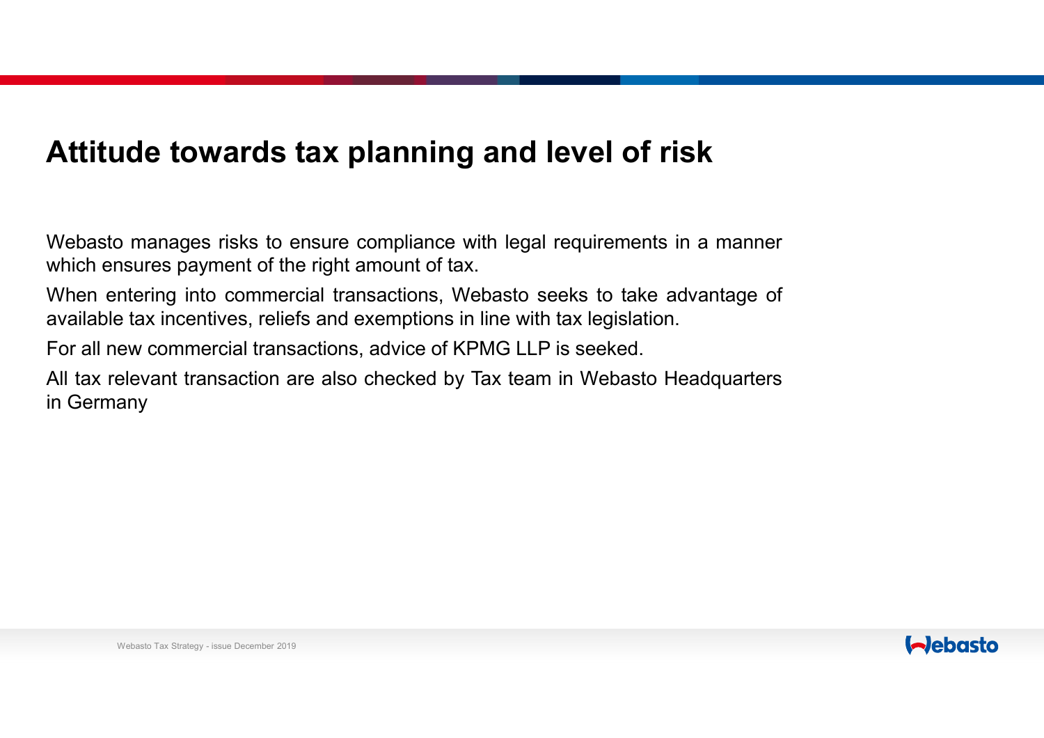# Attitude towards tax planning and level of risk

Webasto manages risks to ensure compliance with legal requirements in a manner which ensures payment of the right amount of tax.

When entering into commercial transactions, Webasto seeks to take advantage of available tax incentives, reliefs and exemptions in line with tax legislation.

For all new commercial transactions, advice of KPMG LLP is seeked.

All tax relevant transaction are also checked by Tax team in Webasto Headquarters in Germany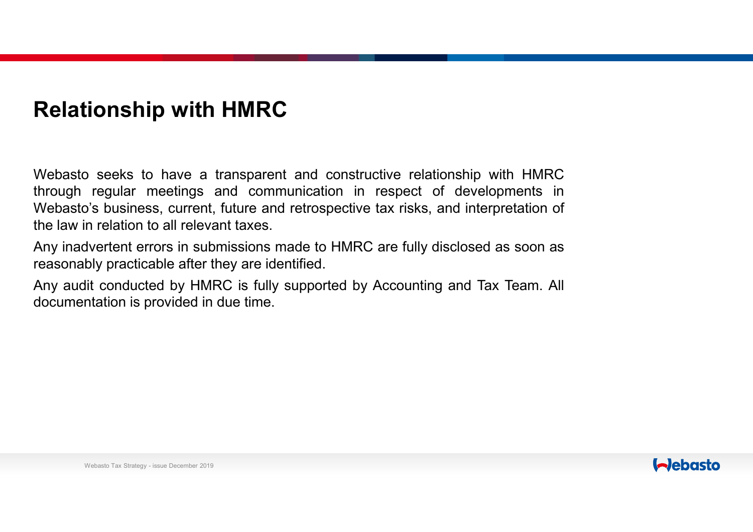## Relationship with HMRC

Webasto seeks to have a transparent and constructive relationship with HMRC through regular meetings and communication in respect of developments in Webasto's business, current, future and retrospective tax risks, and interpretation of the law in relation to all relevant taxes.

Any inadvertent errors in submissions made to HMRC are fully disclosed as soon as reasonably practicable after they are identified.

Any audit conducted by HMRC is fully supported by Accounting and Tax Team. All documentation is provided in due time.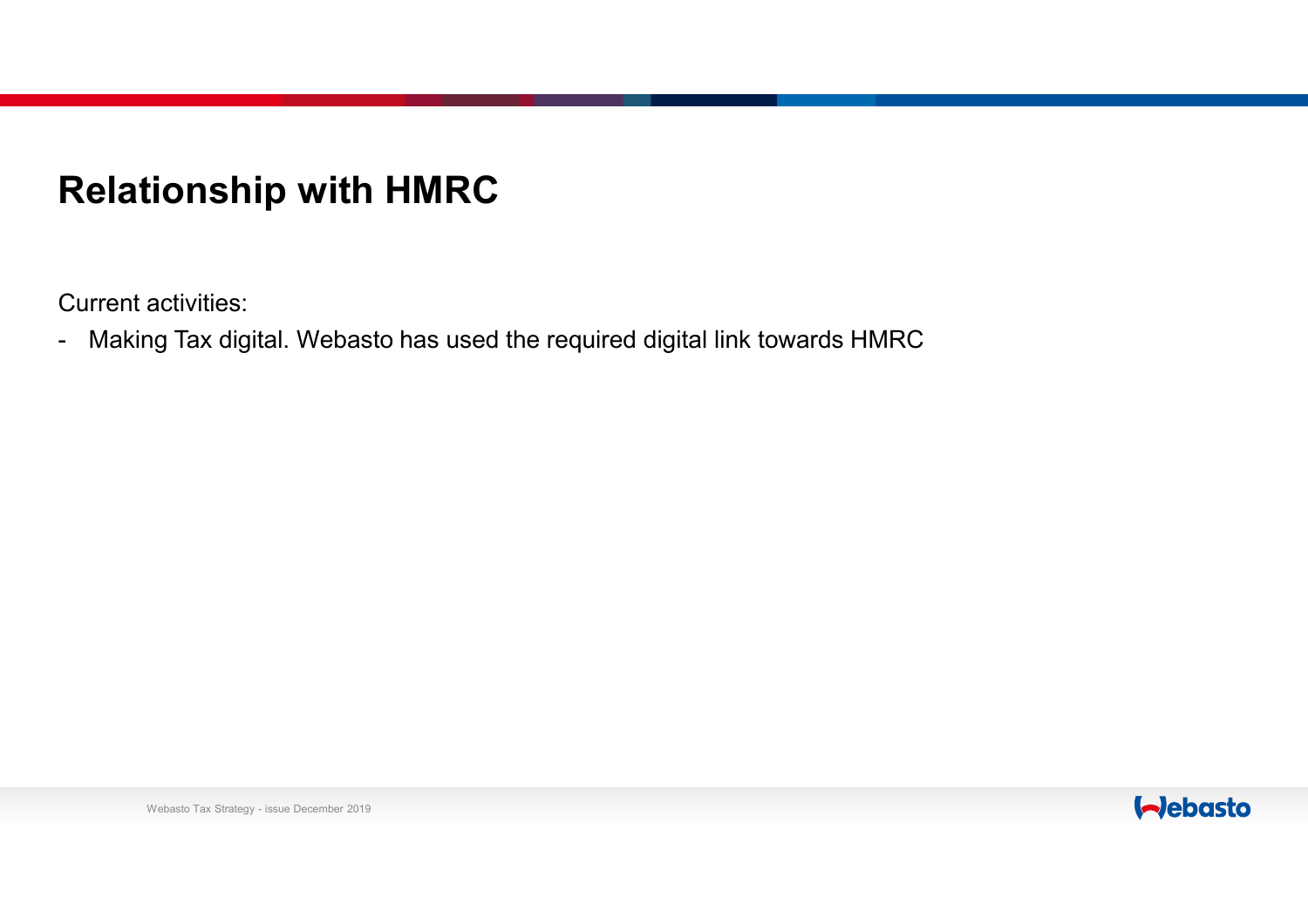# Relationship with HMRC

Current activities:

- Making Tax digital. Webasto has used the required digital link towards HMRC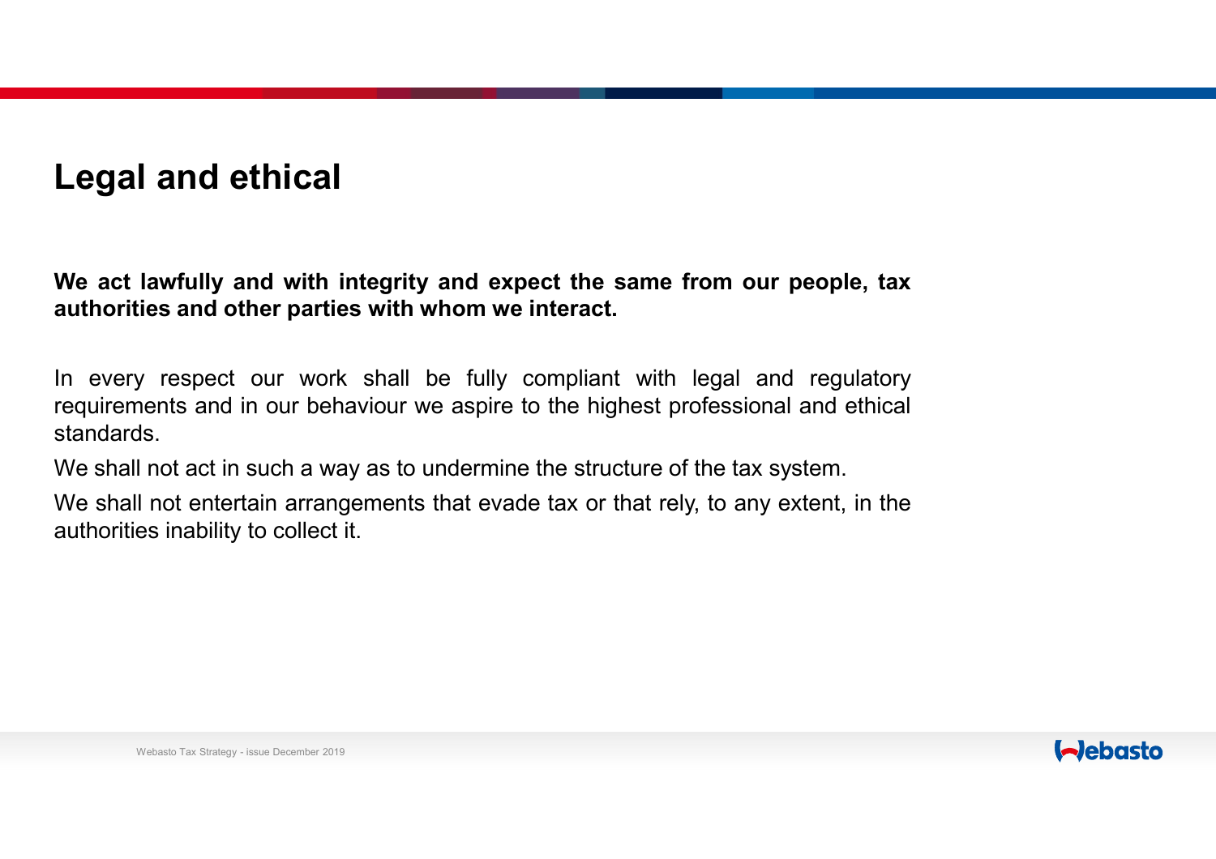# Legal and ethical

**We act lawfully and with integrity and expect the same from our people, tax authorities and other parties with whom we interact.**

In every respect our work shall be fully compliant with legal and regulatory requirements and in our behaviour we aspire to the highest professional and ethical standards.

We shall not act in such a way as to undermine the structure of the tax system.

We shall not entertain arrangements that evade tax or that rely, to any extent, in the authorities inability to collect it.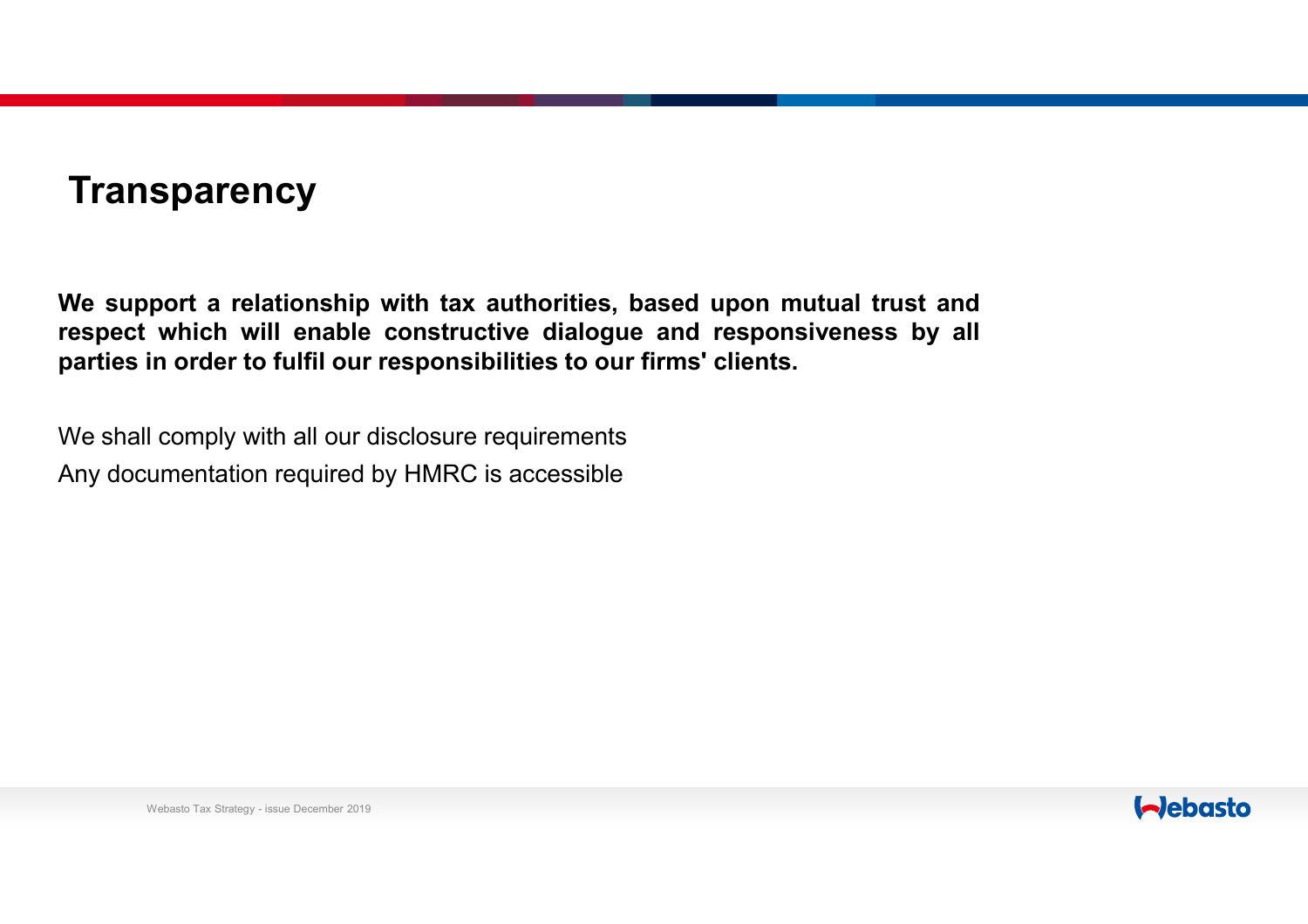# Transparency

**We support a relationship with tax authorities, based upon mutual trust and respect which will enable constructive dialogue and responsiveness by all parties in order to fulfil our responsibilities to our firms' clients.**

We shall comply with all our disclosure requirements

Any documentation required by HMRC is accessible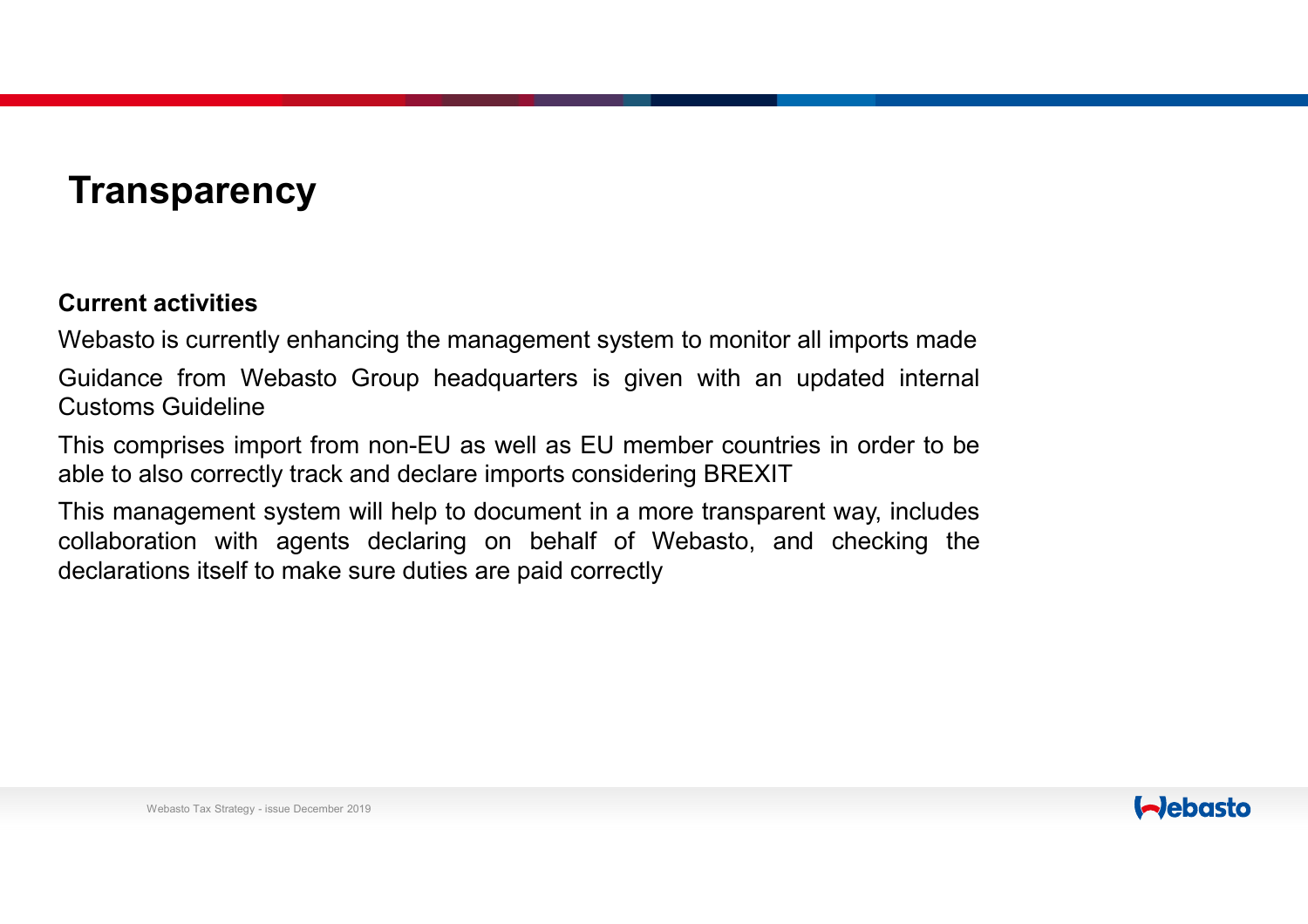# Transparency

**Current activities**

Webasto is currently enhancing the management system to monitor all imports made

Guidance from Webasto Group headquarters is given with an updated internal Customs Guideline

This comprises import from non-EU as well as EU member countries in order to be able to also correctly track and declare imports considering BREXIT

This management system will help to document in a more transparent way, includes collaboration with agents declaring on behalf of Webasto, and checking the declarations itself to make sure duties are paid correctly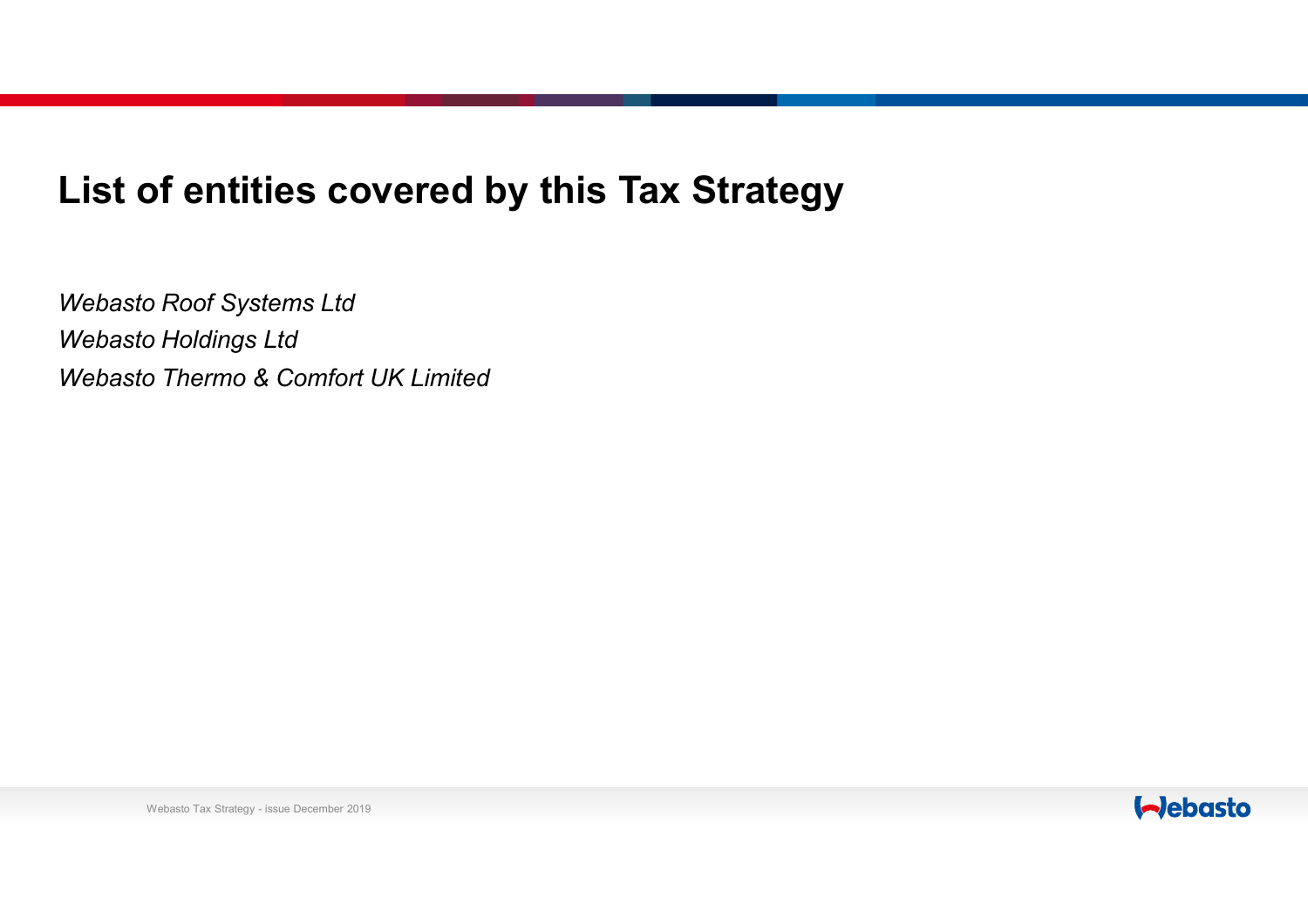# List of entities covered by this Tax Strategy

*Webasto Roof Systems Ltd*
*Webasto Holdings Ltd*
*Webasto Thermo & Comfort UK Limited*